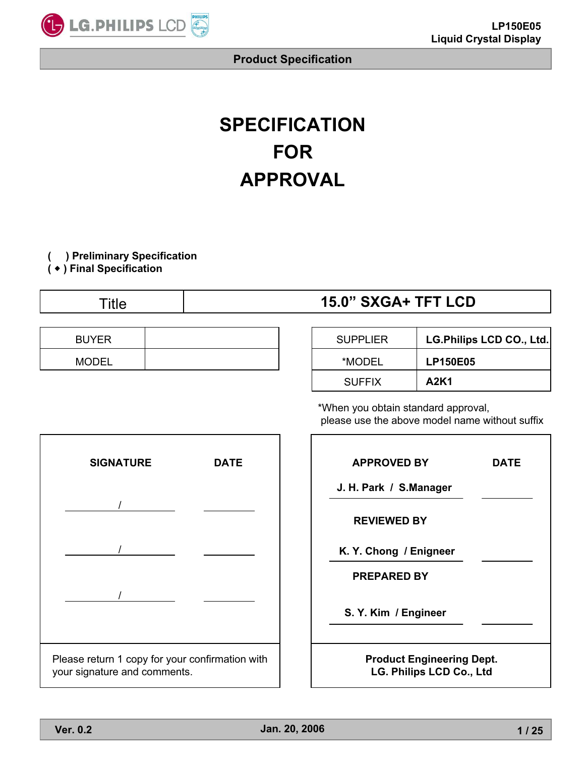# SPECIFICATION
# FOR
# APPROVAL

( &nbsp;&nbsp; ) **Preliminary Specification**
( ◆ ) **Final Specification**

| Title | **15.0" SXGA+ TFT LCD** |
|---|---|

| BUYER | |
|---|---|
| MODEL | |

| SUPPLIER | **LG.Philips LCD CO., Ltd.** |
|---|---|
| *MODEL | **LP150E05** |
| SUFFIX | **A2K1** |

*When you obtain standard approval,
please use the above model name without suffix

| SIGNATURE | DATE |
|---|---|
| / | |
| / | |
| / | |

Please return 1 copy for your confirmation with your signature and comments.

| APPROVED BY | DATE |
|---|---|
| **J. H. Park / S.Manager** | |
| **REVIEWED BY** | |
| **K. Y. Chong / Enigneer** | |
| **PREPARED BY** | |
| **S. Y. Kim / Engineer** | |

**Product Engineering Dept.**
**LG. Philips LCD Co., Ltd**

Ver. 0.2 &nbsp;&nbsp;&nbsp; Jan. 20, 2006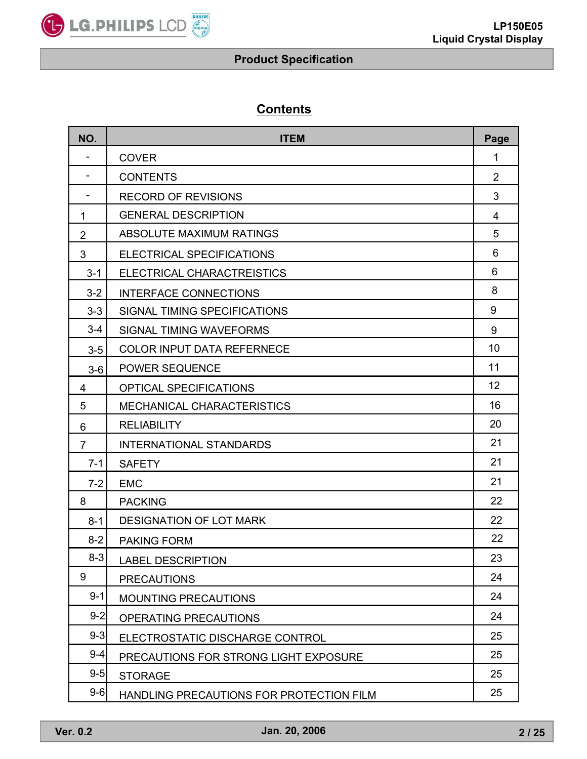# Contents

| NO. | ITEM | Page |
|---|---|---|
| - | COVER | 1 |
| - | CONTENTS | 2 |
| - | RECORD OF REVISIONS | 3 |
| 1 | GENERAL DESCRIPTION | 4 |
| 2 | ABSOLUTE MAXIMUM RATINGS | 5 |
| 3 | ELECTRICAL SPECIFICATIONS | 6 |
| 3-1 | ELECTRICAL CHARACTREISTICS | 6 |
| 3-2 | INTERFACE CONNECTIONS | 8 |
| 3-3 | SIGNAL TIMING SPECIFICATIONS | 9 |
| 3-4 | SIGNAL TIMING WAVEFORMS | 9 |
| 3-5 | COLOR INPUT DATA REFERNECE | 10 |
| 3-6 | POWER SEQUENCE | 11 |
| 4 | OPTICAL SPECIFICATIONS | 12 |
| 5 | MECHANICAL CHARACTERISTICS | 16 |
| 6 | RELIABILITY | 20 |
| 7 | INTERNATIONAL STANDARDS | 21 |
| 7-1 | SAFETY | 21 |
| 7-2 | EMC | 21 |
| 8 | PACKING | 22 |
| 8-1 | DESIGNATION OF LOT MARK | 22 |
| 8-2 | PAKING FORM | 22 |
| 8-3 | LABEL DESCRIPTION | 23 |
| 9 | PRECAUTIONS | 24 |
| 9-1 | MOUNTING PRECAUTIONS | 24 |
| 9-2 | OPERATING PRECAUTIONS | 24 |
| 9-3 | ELECTROSTATIC DISCHARGE CONTROL | 25 |
| 9-4 | PRECAUTIONS FOR STRONG LIGHT EXPOSURE | 25 |
| 9-5 | STORAGE | 25 |
| 9-6 | HANDLING PRECAUTIONS FOR PROTECTION FILM | 25 |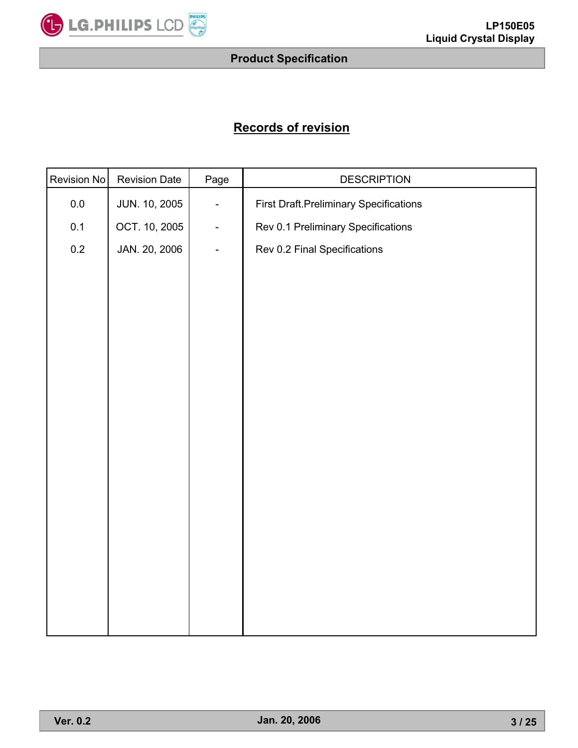## Records of revision

| Revision No | Revision Date | Page | DESCRIPTION |
|---|---|---|---|
| 0.0 | JUN. 10, 2005 | - | First Draft.Preliminary Specifications |
| 0.1 | OCT. 10, 2005 | - | Rev 0.1 Preliminary Specifications |
| 0.2 | JAN. 20, 2006 | - | Rev 0.2 Final Specifications |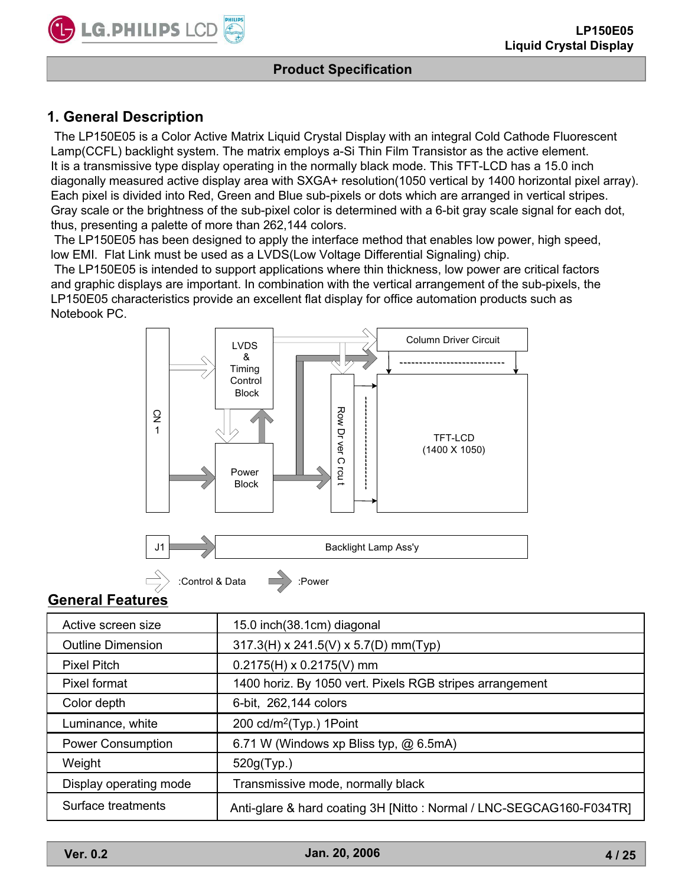# 1. General Description

The LP150E05 is a Color Active Matrix Liquid Crystal Display with an integral Cold Cathode Fluorescent Lamp(CCFL) backlight system. The matrix employs a-Si Thin Film Transistor as the active element. It is a transmissive type display operating in the normally black mode. This TFT-LCD has a 15.0 inch diagonally measured active display area with SXGA+ resolution(1050 vertical by 1400 horizontal pixel array). Each pixel is divided into Red, Green and Blue sub-pixels or dots which are arranged in vertical stripes. Gray scale or the brightness of the sub-pixel color is determined with a 6-bit gray scale signal for each dot, thus, presenting a palette of more than 262,144 colors.

The LP150E05 has been designed to apply the interface method that enables low power, high speed, low EMI. Flat Link must be used as a LVDS(Low Voltage Differential Signaling) chip.

The LP150E05 is intended to support applications where thin thickness, low power are critical factors and graphic displays are important. In combination with the vertical arrangement of the sub-pixels, the LP150E05 characteristics provide an excellent flat display for office automation products such as Notebook PC.

CN 1

LVDS & Timing Control Block

Power Block

Column Driver Circuit

Row Driver Circuit

TFT-LCD (1400 X 1050)

J1

Backlight Lamp Ass'y

:Control & Data :Power

## General Features

| | |
|---|---|
| Active screen size | 15.0 inch(38.1cm) diagonal |
| Outline Dimension | 317.3(H) x 241.5(V) x 5.7(D) mm(Typ) |
| Pixel Pitch | 0.2175(H) x 0.2175(V) mm |
| Pixel format | 1400 horiz. By 1050 vert. Pixels RGB stripes arrangement |
| Color depth | 6-bit, 262,144 colors |
| Luminance, white | 200 cd/m$^2$(Typ.) 1Point |
| Power Consumption | 6.71 W (Windows xp Bliss typ, @ 6.5mA) |
| Weight | 520g(Typ.) |
| Display operating mode | Transmissive mode, normally black |
| Surface treatments | Anti-glare & hard coating 3H [Nitto : Normal / LNC-SEGCAG160-F034TR] |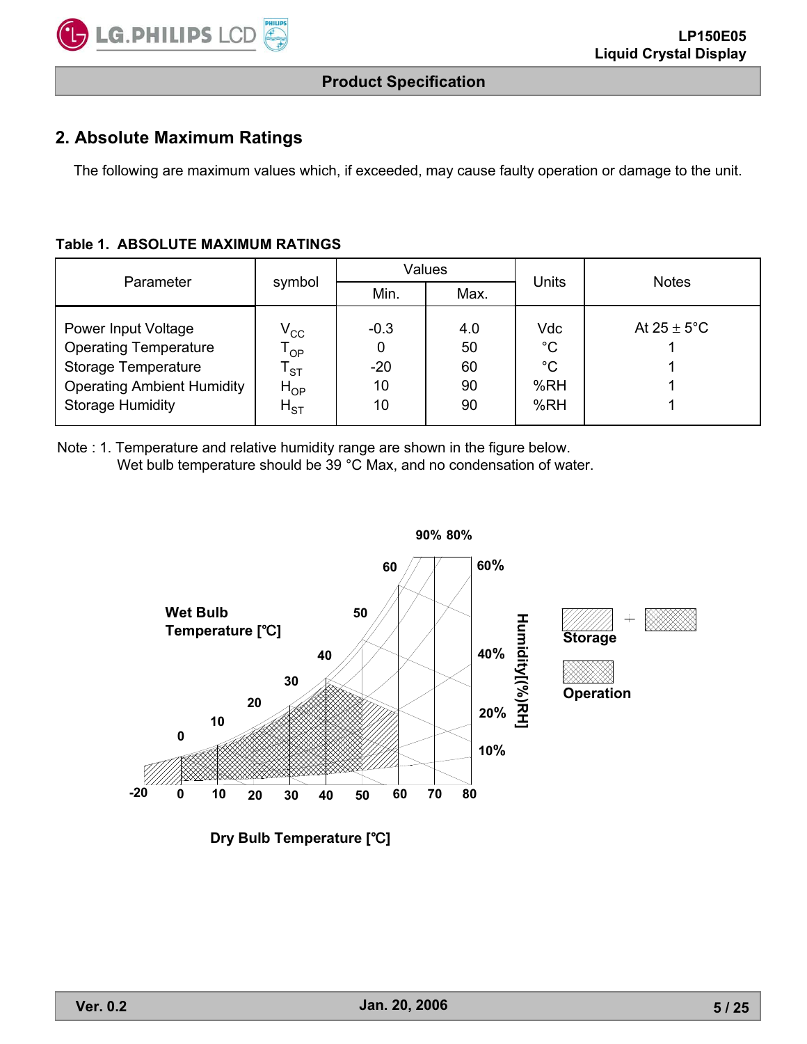## 2. Absolute Maximum Ratings

The following are maximum values which, if exceeded, may cause faulty operation or damage to the unit.

**Table 1. ABSOLUTE MAXIMUM RATINGS**

| Parameter | symbol | Values | | Units | Notes |
|---|---|---|---|---|---|
| | | Min. | Max. | | |
| Power Input Voltage | $V_{CC}$ | -0.3 | 4.0 | Vdc | At 25 ± 5°C |
| Operating Temperature | $T_{OP}$ | 0 | 50 | °C | 1 |
| Storage Temperature | $T_{ST}$ | -20 | 60 | °C | 1 |
| Operating Ambient Humidity | $H_{OP}$ | 10 | 90 | %RH | 1 |
| Storage Humidity | $H_{ST}$ | 10 | 90 | %RH | 1 |

Note : 1. Temperature and relative humidity range are shown in the figure below.
Wet bulb temperature should be 39 °C Max, and no condensation of water.

Wet Bulb Temperature [℃]

Humidity[(%)RH]

Storage + (Operation pattern)

Operation

Dry Bulb Temperature [℃]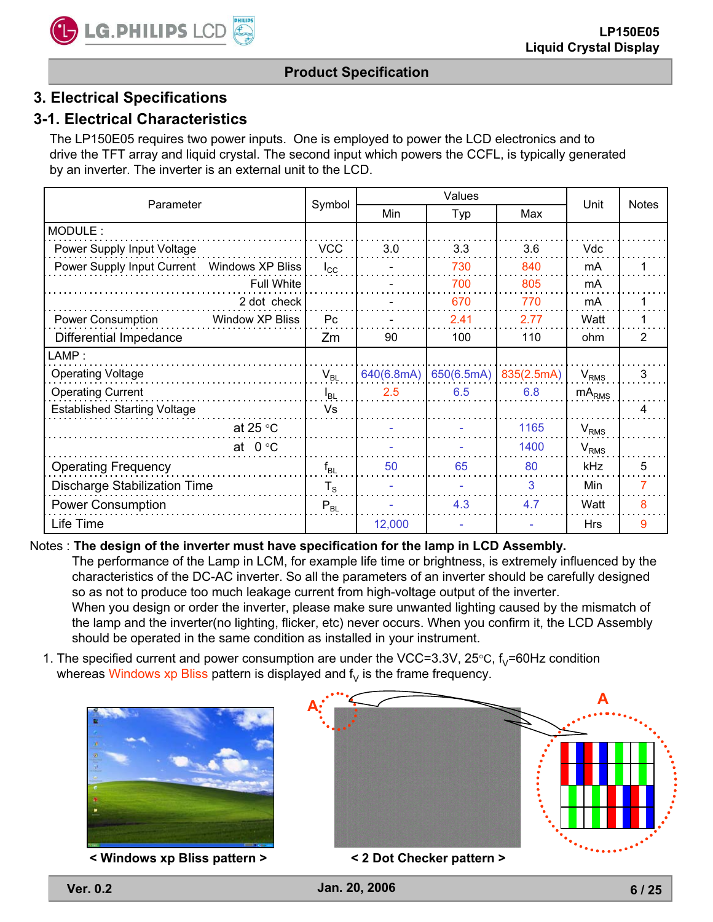## 3. Electrical Specifications

### 3-1. Electrical Characteristics

The LP150E05 requires two power inputs. One is employed to power the LCD electronics and to drive the TFT array and liquid crystal. The second input which powers the CCFL, is typically generated by an inverter. The inverter is an external unit to the LCD.

| Parameter | | Symbol | Values | | | Unit | Notes |
|---|---|---|---|---|---|---|---|
| | | | Min | Typ | Max | | |
| MODULE : | | | | | | | |
| Power Supply Input Voltage | | VCC | 3.0 | 3.3 | 3.6 | Vdc | |
| Power Supply Input Current | Windows XP Bliss | $I_{CC}$ | - | 730 | 840 | mA | 1 |
| | Full White | | - | 700 | 805 | mA | |
| | 2 dot check | | - | 670 | 770 | mA | 1 |
| Power Consumption | Window XP Bliss | Pc | - | 2.41 | 2.77 | Watt | 1 |
| Differential Impedance | | Zm | 90 | 100 | 110 | ohm | 2 |
| LAMP : | | | | | | | |
| Operating Voltage | | $V_{BL}$ | 640(6.8mA) | 650(6.5mA) | 835(2.5mA) | $V_{RMS}$ | 3 |
| Operating Current | | $I_{BL}$ | 2.5 | 6.5 | 6.8 | $mA_{RMS}$ | |
| Established Starting Voltage | | Vs | | | | | 4 |
| | at 25 °C | | - | - | 1165 | $V_{RMS}$ | |
| | at 0 °C | | - | - | 1400 | $V_{RMS}$ | |
| Operating Frequency | | $f_{BL}$ | 50 | 65 | 80 | kHz | 5 |
| Discharge Stabilization Time | | $T_S$ | - | - | 3 | Min | 7 |
| Power Consumption | | $P_{BL}$ | - | 4.3 | 4.7 | Watt | 8 |
| Life Time | | | 12,000 | - | - | Hrs | 9 |

Notes : **The design of the inverter must have specification for the lamp in LCD Assembly.**

The performance of the Lamp in LCM, for example life time or brightness, is extremely influenced by the characteristics of the DC-AC inverter. So all the parameters of an inverter should be carefully designed so as not to produce too much leakage current from high-voltage output of the inverter.

When you design or order the inverter, please make sure unwanted lighting caused by the mismatch of the lamp and the inverter(no lighting, flicker, etc) never occurs. When you confirm it, the LCD Assembly should be operated in the same condition as installed in your instrument.

1. The specified current and power consumption are under the VCC=3.3V, 25°C, $f_V$=60Hz condition whereas Windows xp Bliss pattern is displayed and $f_V$ is the frame frequency.

**< Windows xp Bliss pattern >**

**< 2 Dot Checker pattern >**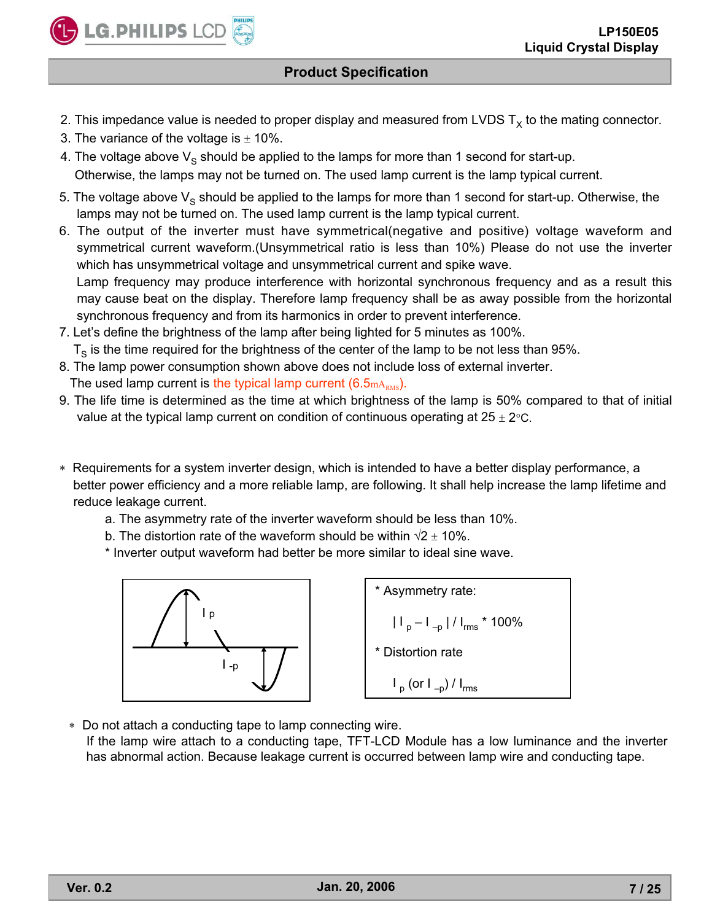2. This impedance value is needed to proper display and measured from LVDS $T_X$ to the mating connector.
3. The variance of the voltage is ± 10%.
4. The voltage above $V_S$ should be applied to the lamps for more than 1 second for start-up. Otherwise, the lamps may not be turned on. The used lamp current is the lamp typical current.
5. The voltage above $V_S$ should be applied to the lamps for more than 1 second for start-up. Otherwise, the lamps may not be turned on. The used lamp current is the lamp typical current.
6. The output of the inverter must have symmetrical(negative and positive) voltage waveform and symmetrical current waveform.(Unsymmetrical ratio is less than 10%) Please do not use the inverter which has unsymmetrical voltage and unsymmetrical current and spike wave.
   Lamp frequency may produce interference with horizontal synchronous frequency and as a result this may cause beat on the display. Therefore lamp frequency shall be as away possible from the horizontal synchronous frequency and from its harmonics in order to prevent interference.
7. Let's define the brightness of the lamp after being lighted for 5 minutes as 100%.
   $T_S$ is the time required for the brightness of the center of the lamp to be not less than 95%.
8. The lamp power consumption shown above does not include loss of external inverter.
   The used lamp current is the typical lamp current ($6.5mA_{RMS}$).
9. The life time is determined as the time at which brightness of the lamp is 50% compared to that of initial value at the typical lamp current on condition of continuous operating at 25 ± 2°C.

∗ Requirements for a system inverter design, which is intended to have a better display performance, a better power efficiency and a more reliable lamp, are following. It shall help increase the lamp lifetime and reduce leakage current.
   a. The asymmetry rate of the inverter waveform should be less than 10%.
   b. The distortion rate of the waveform should be within √2 ± 10%.
   * Inverter output waveform had better be more similar to ideal sine wave.

I p

I -p

* Asymmetry rate:

$$| I_p - I_{-p} | / I_{rms} * 100\%$$

* Distortion rate

$$I_p \text{ (or } I_{-p}) / I_{rms}$$

∗ Do not attach a conducting tape to lamp connecting wire.
  If the lamp wire attach to a conducting tape, TFT-LCD Module has a low luminance and the inverter has abnormal action. Because leakage current is occurred between lamp wire and conducting tape.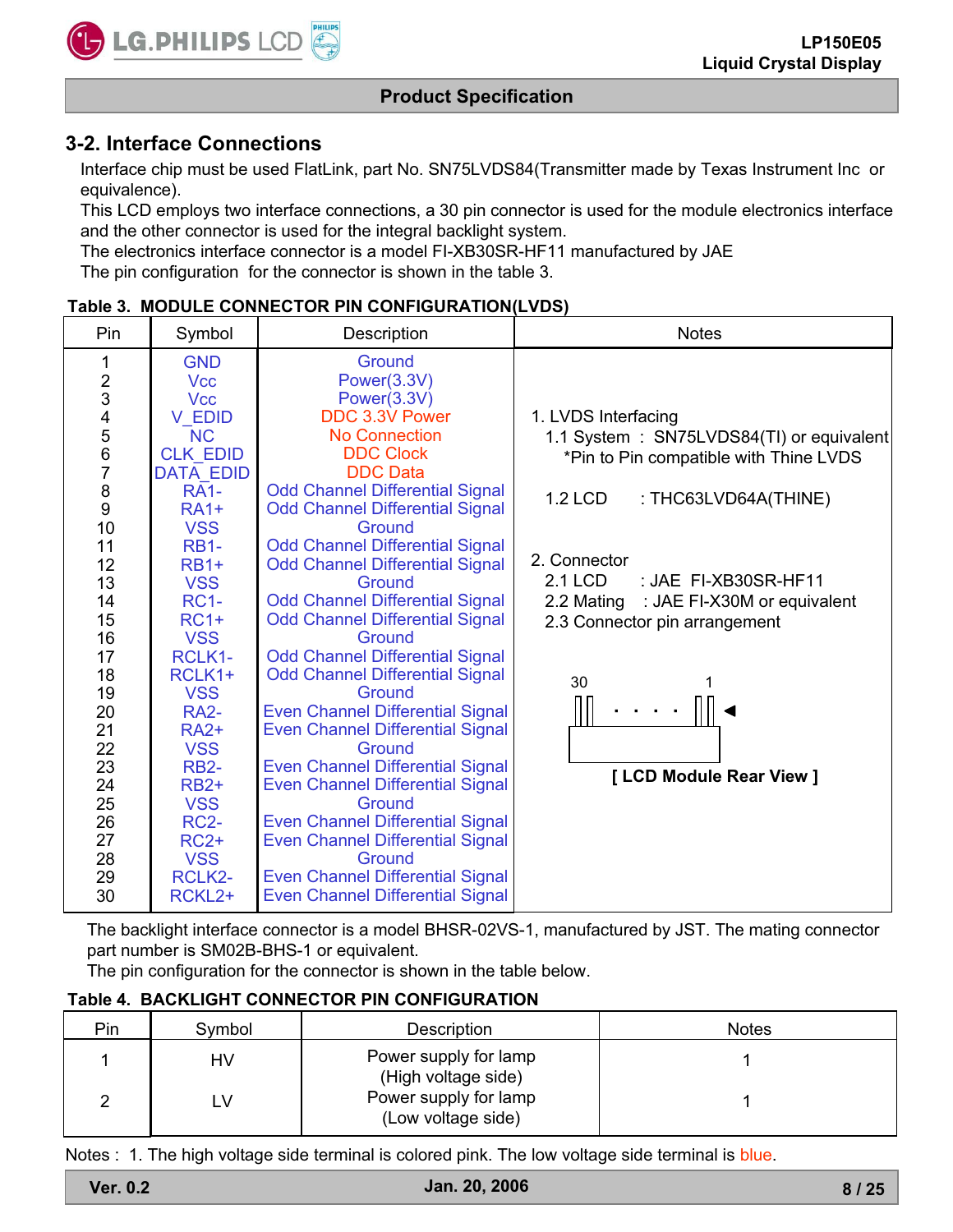## 3-2. Interface Connections

Interface chip must be used FlatLink, part No. SN75LVDS84(Transmitter made by Texas Instrument Inc or equivalence).
This LCD employs two interface connections, a 30 pin connector is used for the module electronics interface and the other connector is used for the integral backlight system.
The electronics interface connector is a model FI-XB30SR-HF11 manufactured by JAE
The pin configuration for the connector is shown in the table 3.

**Table 3. MODULE CONNECTOR PIN CONFIGURATION(LVDS)**

| Pin | Symbol | Description | Notes |
|---|---|---|---|
| 1 | GND | Ground | |
| 2 | Vcc | Power(3.3V) | |
| 3 | Vcc | Power(3.3V) | |
| 4 | V_EDID | DDC 3.3V Power | 1. LVDS Interfacing |
| 5 | NC | No Connection | 1.1 System : SN75LVDS84(TI) or equivalent |
| 6 | CLK_EDID | DDC Clock | *Pin to Pin compatible with Thine LVDS |
| 7 | DATA_EDID | DDC Data | |
| 8 | RA1- | Odd Channel Differential Signal | 1.2 LCD : THC63LVD64A(THINE) |
| 9 | RA1+ | Odd Channel Differential Signal | |
| 10 | VSS | Ground | |
| 11 | RB1- | Odd Channel Differential Signal | 2. Connector |
| 12 | RB1+ | Odd Channel Differential Signal | 2.1 LCD : JAE FI-XB30SR-HF11 |
| 13 | VSS | Ground | 2.2 Mating : JAE FI-X30M or equivalent |
| 14 | RC1- | Odd Channel Differential Signal | 2.3 Connector pin arrangement |
| 15 | RC1+ | Odd Channel Differential Signal | |
| 16 | VSS | Ground | |
| 17 | RCLK1- | Odd Channel Differential Signal | 30 . . . . 1 |
| 18 | RCLK1+ | Odd Channel Differential Signal | |
| 19 | VSS | Ground | |
| 20 | RA2- | Even Channel Differential Signal | |
| 21 | RA2+ | Even Channel Differential Signal | [ LCD Module Rear View ] |
| 22 | VSS | Ground | |
| 23 | RB2- | Even Channel Differential Signal | |
| 24 | RB2+ | Even Channel Differential Signal | |
| 25 | VSS | Ground | |
| 26 | RC2- | Even Channel Differential Signal | |
| 27 | RC2+ | Even Channel Differential Signal | |
| 28 | VSS | Ground | |
| 29 | RCLK2- | Even Channel Differential Signal | |
| 30 | RCKL2+ | Even Channel Differential Signal | |

The backlight interface connector is a model BHSR-02VS-1, manufactured by JST. The mating connector part number is SM02B-BHS-1 or equivalent.
The pin configuration for the connector is shown in the table below.

**Table 4. BACKLIGHT CONNECTOR PIN CONFIGURATION**

| Pin | Symbol | Description | Notes |
|---|---|---|---|
| 1 | HV | Power supply for lamp (High voltage side) | 1 |
| 2 | LV | Power supply for lamp (Low voltage side) | 1 |

Notes : 1. The high voltage side terminal is colored pink. The low voltage side terminal is blue.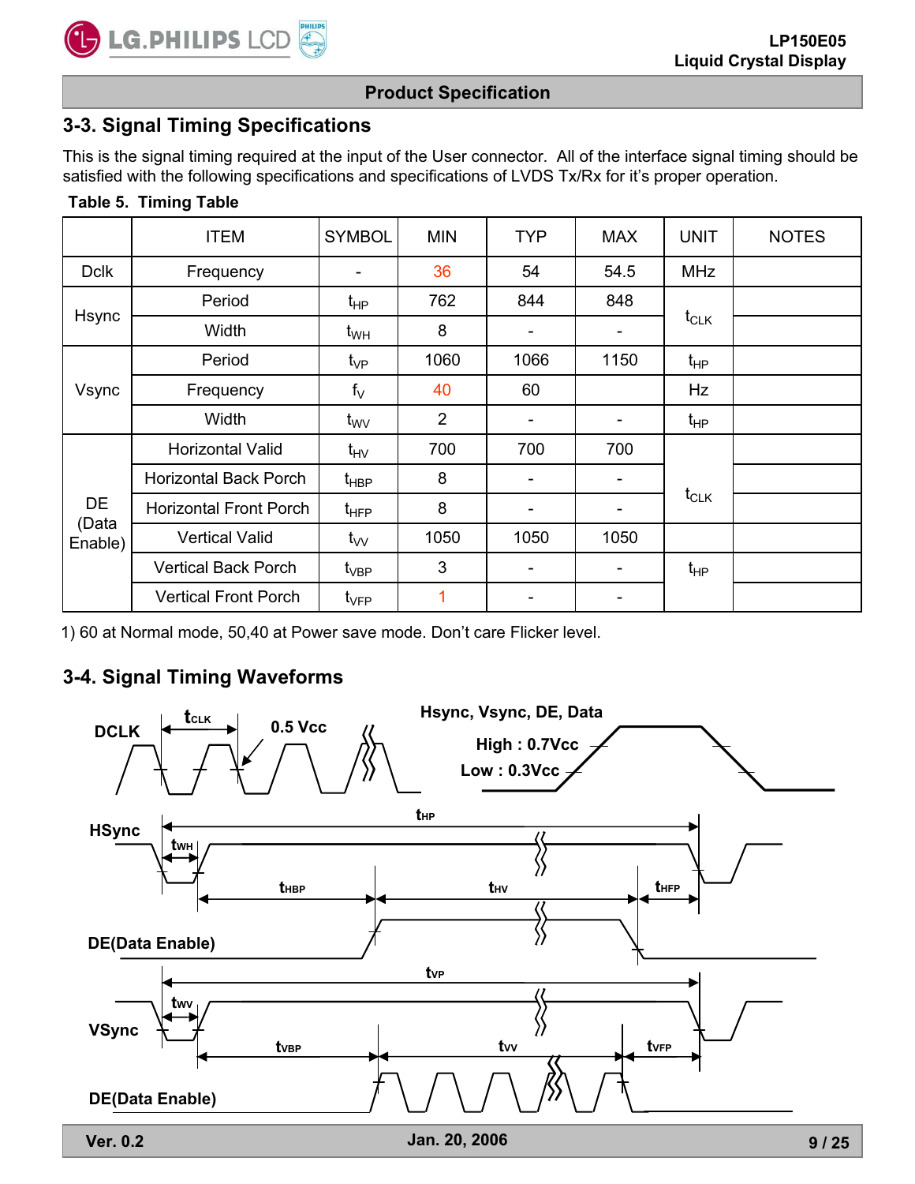## 3-3. Signal Timing Specifications

This is the signal timing required at the input of the User connector. All of the interface signal timing should be satisfied with the following specifications and specifications of LVDS Tx/Rx for it's proper operation.

**Table 5. Timing Table**

| | ITEM | SYMBOL | MIN | TYP | MAX | UNIT | NOTES |
|---|---|---|---|---|---|---|---|
| Dclk | Frequency | - | 36 | 54 | 54.5 | MHz | |
| Hsync | Period | $t_{HP}$ | 762 | 844 | 848 | $t_{CLK}$ | |
| | Width | $t_{WH}$ | 8 | - | - | | |
| Vsync | Period | $t_{VP}$ | 1060 | 1066 | 1150 | $t_{HP}$ | |
| | Frequency | $f_V$ | 40 | 60 | | Hz | |
| | Width | $t_{WV}$ | 2 | - | - | $t_{HP}$ | |
| DE (Data Enable) | Horizontal Valid | $t_{HV}$ | 700 | 700 | 700 | $t_{CLK}$ | |
| | Horizontal Back Porch | $t_{HBP}$ | 8 | - | - | | |
| | Horizontal Front Porch | $t_{HFP}$ | 8 | - | - | | |
| | Vertical Valid | $t_{VV}$ | 1050 | 1050 | 1050 | $t_{HP}$ | |
| | Vertical Back Porch | $t_{VBP}$ | 3 | - | - | | |
| | Vertical Front Porch | $t_{VFP}$ | 1 | - | - | | |

1) 60 at Normal mode, 50,40 at Power save mode. Don't care Flicker level.

## 3-4. Signal Timing Waveforms

DCLK — $t_{CLK}$ — 0.5 Vcc

Hsync, Vsync, DE, Data — High : 0.7Vcc — Low : 0.3Vcc

HSync — $t_{HP}$, $t_{WH}$, $t_{HBP}$, $t_{HV}$, $t_{HFP}$

DE(Data Enable)

VSync — $t_{VP}$, $t_{WV}$, $t_{VBP}$, $t_{VV}$, $t_{VFP}$

DE(Data Enable)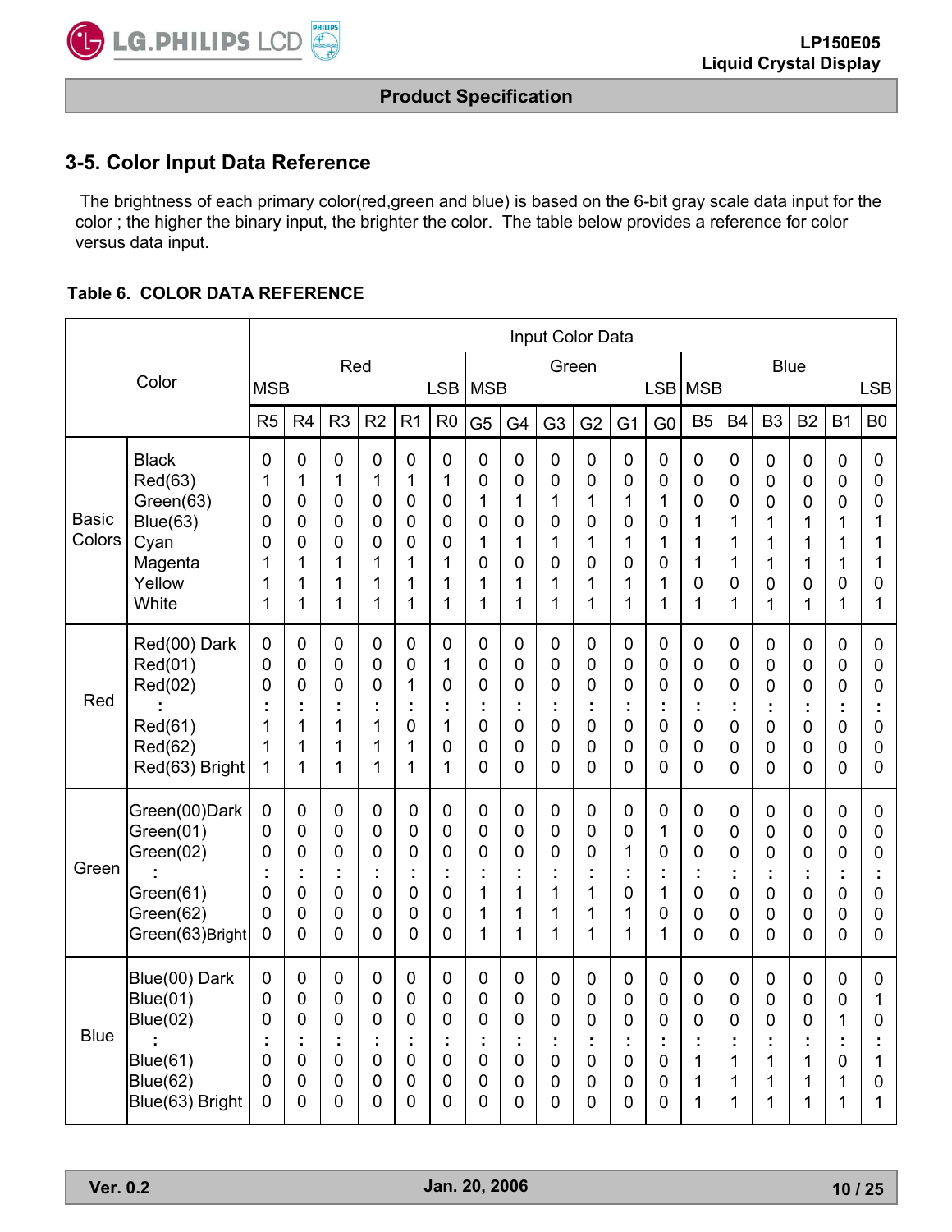## 3-5. Color Input Data Reference

The brightness of each primary color(red,green and blue) is based on the 6-bit gray scale data input for the color ; the higher the binary input, the brighter the color. The table below provides a reference for color versus data input.

**Table 6. COLOR DATA REFERENCE**

| Color | | Input Color Data | | | | | | | | | | | | | | | | | |
|---|---|---|---|---|---|---|---|---|---|---|---|---|---|---|---|---|---|---|---|
| | | Red MSB | | | | | LSB | Green MSB | | | | | LSB | Blue MSB | | | | | LSB |
| | | R5 | R4 | R3 | R2 | R1 | R0 | G5 | G4 | G3 | G2 | G1 | G0 | B5 | B4 | B3 | B2 | B1 | B0 |
| Basic Colors | Black | 0 | 0 | 0 | 0 | 0 | 0 | 0 | 0 | 0 | 0 | 0 | 0 | 0 | 0 | 0 | 0 | 0 | 0 |
| | Red(63) | 1 | 1 | 1 | 1 | 1 | 1 | 0 | 0 | 0 | 0 | 0 | 0 | 0 | 0 | 0 | 0 | 0 | 0 |
| | Green(63) | 0 | 0 | 0 | 0 | 0 | 0 | 1 | 1 | 1 | 1 | 1 | 1 | 0 | 0 | 0 | 0 | 0 | 0 |
| | Blue(63) | 0 | 0 | 0 | 0 | 0 | 0 | 0 | 0 | 0 | 0 | 0 | 0 | 1 | 1 | 1 | 1 | 1 | 1 |
| | Cyan | 0 | 0 | 0 | 0 | 0 | 0 | 1 | 1 | 1 | 1 | 1 | 1 | 1 | 1 | 1 | 1 | 1 | 1 |
| | Magenta | 1 | 1 | 1 | 1 | 1 | 1 | 0 | 0 | 0 | 0 | 0 | 0 | 1 | 1 | 1 | 1 | 1 | 1 |
| | Yellow | 1 | 1 | 1 | 1 | 1 | 1 | 1 | 1 | 1 | 1 | 1 | 1 | 0 | 0 | 0 | 0 | 0 | 0 |
| | White | 1 | 1 | 1 | 1 | 1 | 1 | 1 | 1 | 1 | 1 | 1 | 1 | 1 | 1 | 1 | 1 | 1 | 1 |
| Red | Red(00) Dark | 0 | 0 | 0 | 0 | 0 | 0 | 0 | 0 | 0 | 0 | 0 | 0 | 0 | 0 | 0 | 0 | 0 | 0 |
| | Red(01) | 0 | 0 | 0 | 0 | 0 | 1 | 0 | 0 | 0 | 0 | 0 | 0 | 0 | 0 | 0 | 0 | 0 | 0 |
| | Red(02) | 0 | 0 | 0 | 0 | 1 | 0 | 0 | 0 | 0 | 0 | 0 | 0 | 0 | 0 | 0 | 0 | 0 | 0 |
| | : | : | : | : | : | : | : | : | : | : | : | : | : | : | : | : | : | : | : |
| | Red(61) | 1 | 1 | 1 | 1 | 0 | 1 | 0 | 0 | 0 | 0 | 0 | 0 | 0 | 0 | 0 | 0 | 0 | 0 |
| | Red(62) | 1 | 1 | 1 | 1 | 1 | 0 | 0 | 0 | 0 | 0 | 0 | 0 | 0 | 0 | 0 | 0 | 0 | 0 |
| | Red(63) Bright | 1 | 1 | 1 | 1 | 1 | 1 | 0 | 0 | 0 | 0 | 0 | 0 | 0 | 0 | 0 | 0 | 0 | 0 |
| Green | Green(00)Dark | 0 | 0 | 0 | 0 | 0 | 0 | 0 | 0 | 0 | 0 | 0 | 0 | 0 | 0 | 0 | 0 | 0 | 0 |
| | Green(01) | 0 | 0 | 0 | 0 | 0 | 0 | 0 | 0 | 0 | 0 | 0 | 1 | 0 | 0 | 0 | 0 | 0 | 0 |
| | Green(02) | 0 | 0 | 0 | 0 | 0 | 0 | 0 | 0 | 0 | 0 | 1 | 0 | 0 | 0 | 0 | 0 | 0 | 0 |
| | : | : | : | : | : | : | : | : | : | : | : | : | : | : | : | : | : | : | : |
| | Green(61) | 0 | 0 | 0 | 0 | 0 | 0 | 1 | 1 | 1 | 1 | 0 | 1 | 0 | 0 | 0 | 0 | 0 | 0 |
| | Green(62) | 0 | 0 | 0 | 0 | 0 | 0 | 1 | 1 | 1 | 1 | 1 | 0 | 0 | 0 | 0 | 0 | 0 | 0 |
| | Green(63)Bright | 0 | 0 | 0 | 0 | 0 | 0 | 1 | 1 | 1 | 1 | 1 | 1 | 0 | 0 | 0 | 0 | 0 | 0 |
| Blue | Blue(00) Dark | 0 | 0 | 0 | 0 | 0 | 0 | 0 | 0 | 0 | 0 | 0 | 0 | 0 | 0 | 0 | 0 | 0 | 0 |
| | Blue(01) | 0 | 0 | 0 | 0 | 0 | 0 | 0 | 0 | 0 | 0 | 0 | 0 | 0 | 0 | 0 | 0 | 0 | 1 |
| | Blue(02) | 0 | 0 | 0 | 0 | 0 | 0 | 0 | 0 | 0 | 0 | 0 | 0 | 0 | 0 | 0 | 0 | 1 | 0 |
| | : | : | : | : | : | : | : | : | : | : | : | : | : | : | : | : | : | : | : |
| | Blue(61) | 0 | 0 | 0 | 0 | 0 | 0 | 0 | 0 | 0 | 0 | 0 | 0 | 1 | 1 | 1 | 1 | 0 | 1 |
| | Blue(62) | 0 | 0 | 0 | 0 | 0 | 0 | 0 | 0 | 0 | 0 | 0 | 0 | 1 | 1 | 1 | 1 | 1 | 0 |
| | Blue(63) Bright | 0 | 0 | 0 | 0 | 0 | 0 | 0 | 0 | 0 | 0 | 0 | 0 | 1 | 1 | 1 | 1 | 1 | 1 |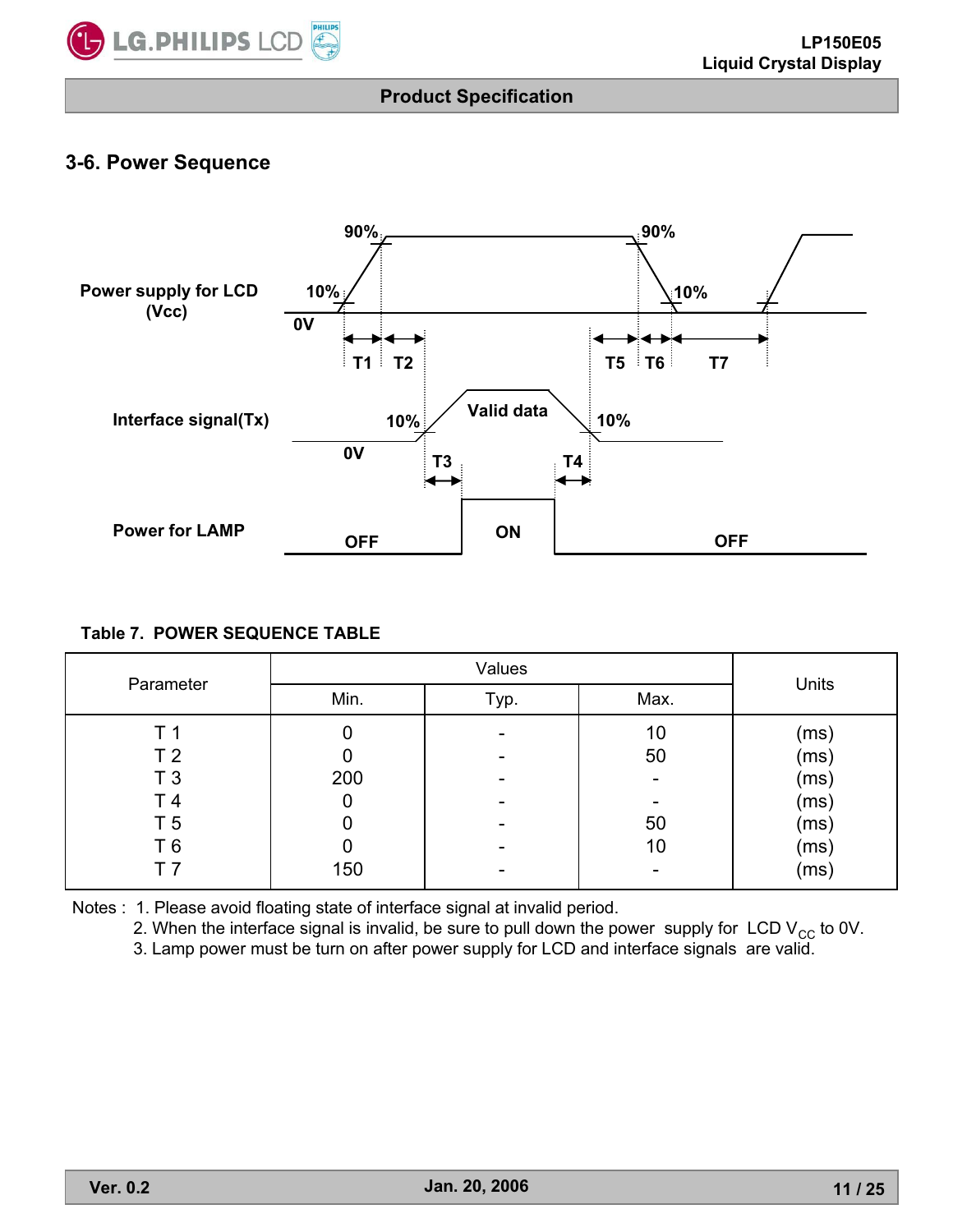## 3-6. Power Sequence

**Table 7. POWER SEQUENCE TABLE**

| Parameter | Values | | | Units |
|---|---|---|---|---|
| | Min. | Typ. | Max. | |
| T 1 | 0 | - | 10 | (ms) |
| T 2 | 0 | - | 50 | (ms) |
| T 3 | 200 | - | - | (ms) |
| T 4 | 0 | - | - | (ms) |
| T 5 | 0 | - | 50 | (ms) |
| T 6 | 0 | - | 10 | (ms) |
| T 7 | 150 | - | - | (ms) |

Notes :
1. Please avoid floating state of interface signal at invalid period.
2. When the interface signal is invalid, be sure to pull down the power supply for LCD $V_{CC}$ to 0V.
3. Lamp power must be turn on after power supply for LCD and interface signals are valid.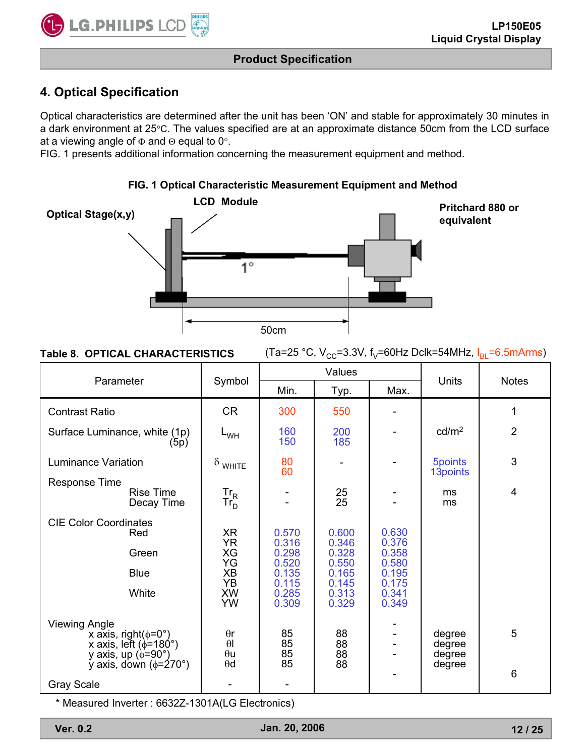# 4. Optical Specification

Optical characteristics are determined after the unit has been 'ON' and stable for approximately 30 minutes in a dark environment at 25°C. The values specified are at an approximate distance 50cm from the LCD surface at a viewing angle of Φ and Θ equal to 0°.

FIG. 1 presents additional information concerning the measurement equipment and method.

**FIG. 1 Optical Characteristic Measurement Equipment and Method**

Optical Stage(x,y) — LCD Module — 1° — 50cm — Pritchard 880 or equivalent

**Table 8. OPTICAL CHARACTERISTICS** (Ta=25 °C, $V_{CC}$=3.3V, $f_V$=60Hz Dclk=54MHz, $I_{BL}$=6.5mArms)

| Parameter | Symbol | Values | | | Units | Notes |
|---|---|---|---|---|---|---|
| | | Min. | Typ. | Max. | | |
| Contrast Ratio | CR | 300 | 550 | - | | 1 |
| Surface Luminance, white (1p) | $L_{WH}$ | 160 | 200 | - | cd/m$^2$ | 2 |
| (5p) | | 150 | 185 | | | |
| Luminance Variation | $\delta_{WHITE}$ | 80 | - | - | 5points | 3 |
| | | 60 | | | 13points | |
| Response Time | | | | | | 4 |
| Rise Time | $Tr_R$ | - | 25 | - | ms | |
| Decay Time | $Tr_D$ | - | 25 | - | ms | |
| CIE Color Coordinates | | | | | | |
| Red | XR | 0.570 | 0.600 | 0.630 | | |
| | YR | 0.316 | 0.346 | 0.376 | | |
| Green | XG | 0.298 | 0.328 | 0.358 | | |
| | YG | 0.520 | 0.550 | 0.580 | | |
| Blue | XB | 0.135 | 0.165 | 0.195 | | |
| | YB | 0.115 | 0.145 | 0.175 | | |
| White | XW | 0.285 | 0.313 | 0.341 | | |
| | YW | 0.309 | 0.329 | 0.349 | | |
| Viewing Angle | | | | - | | 5 |
| x axis, right(φ=0°) | θr | 85 | 88 | - | degree | |
| x axis, left (φ=180°) | θl | 85 | 88 | - | degree | |
| y axis, up (φ=90°) | θu | 85 | 88 | - | degree | |
| y axis, down (φ=270°) | θd | 85 | 88 | | degree | |
| Gray Scale | - | - | | - | | 6 |

\* Measured Inverter : 6632Z-1301A(LG Electronics)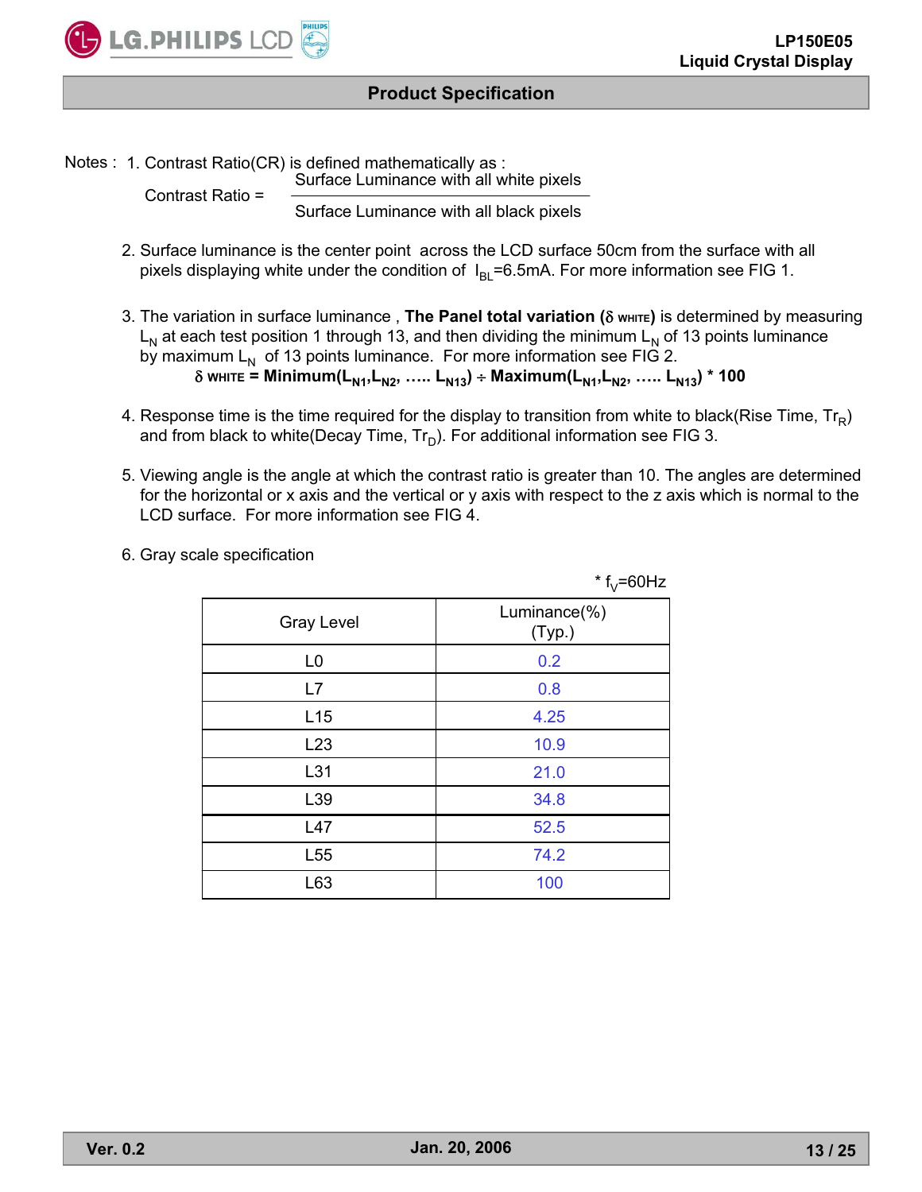Notes : 1. Contrast Ratio(CR) is defined mathematically as :

$$\text{Contrast Ratio} = \frac{\text{Surface Luminance with all white pixels}}{\text{Surface Luminance with all black pixels}}$$

2. Surface luminance is the center point across the LCD surface 50cm from the surface with all pixels displaying white under the condition of $I_{BL}$=6.5mA. For more information see FIG 1.

3. The variation in surface luminance , **The Panel total variation ($\delta$ WHITE)** is determined by measuring $L_N$ at each test position 1 through 13, and then dividing the minimum $L_N$ of 13 points luminance by maximum $L_N$ of 13 points luminance. For more information see FIG 2.

   $$\delta_{WHITE} = \text{Minimum}(L_{N1}, L_{N2}, \ldots L_{N13}) \div \text{Maximum}(L_{N1}, L_{N2}, \ldots L_{N13}) * 100$$

4. Response time is the time required for the display to transition from white to black(Rise Time, $Tr_R$) and from black to white(Decay Time, $Tr_D$). For additional information see FIG 3.

5. Viewing angle is the angle at which the contrast ratio is greater than 10. The angles are determined for the horizontal or x axis and the vertical or y axis with respect to the z axis which is normal to the LCD surface. For more information see FIG 4.

6. Gray scale specification

\* $f_V$=60Hz

| Gray Level | Luminance(%) (Typ.) |
|---|---|
| L0 | 0.2 |
| L7 | 0.8 |
| L15 | 4.25 |
| L23 | 10.9 |
| L31 | 21.0 |
| L39 | 34.8 |
| L47 | 52.5 |
| L55 | 74.2 |
| L63 | 100 |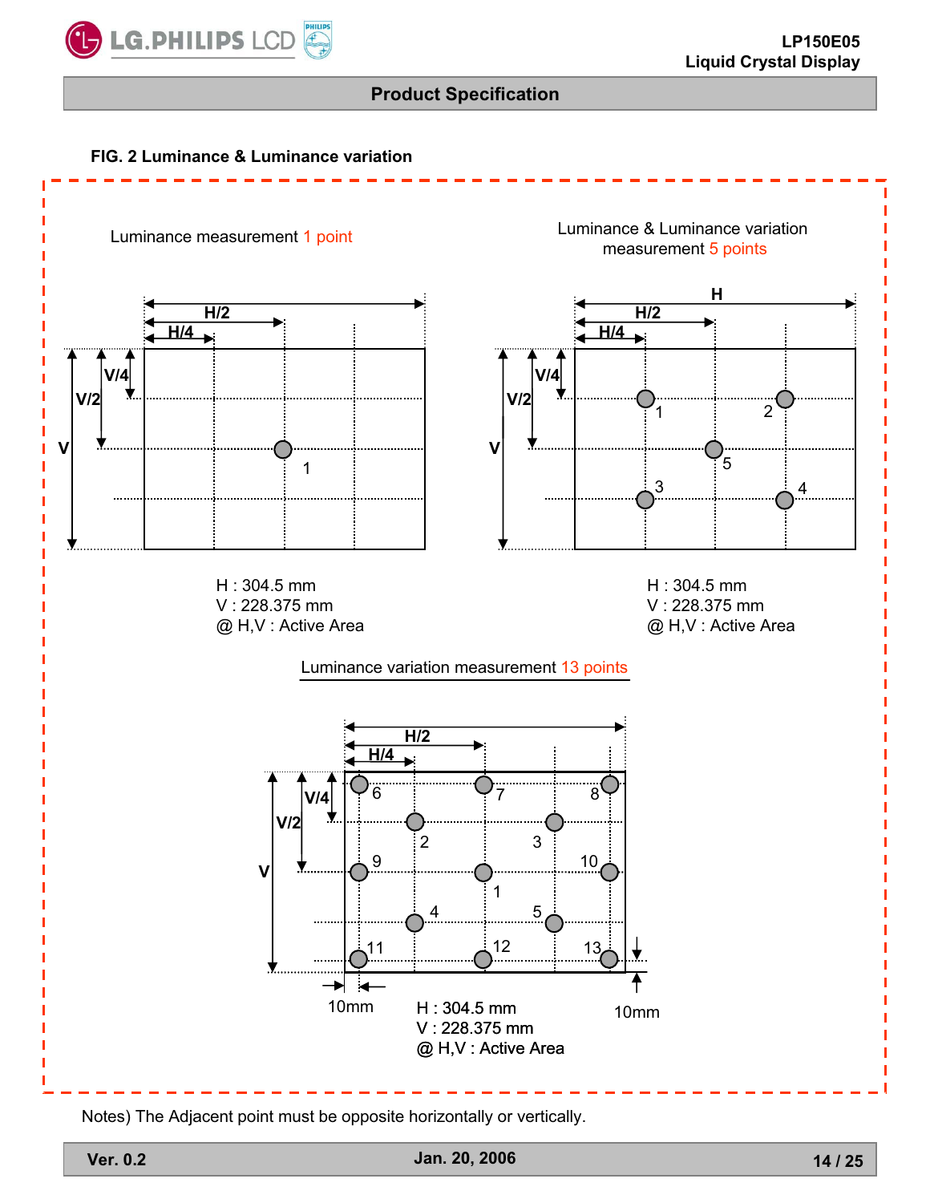**FIG. 2 Luminance & Luminance variation**

Luminance measurement 1 point

H : 304.5 mm
V : 228.375 mm
@ H,V : Active Area

Luminance & Luminance variation measurement 5 points

H : 304.5 mm
V : 228.375 mm
@ H,V : Active Area

Luminance variation measurement 13 points

10mm

H : 304.5 mm
V : 228.375 mm
@ H,V : Active Area

10mm

Notes) The Adjacent point must be opposite horizontally or vertically.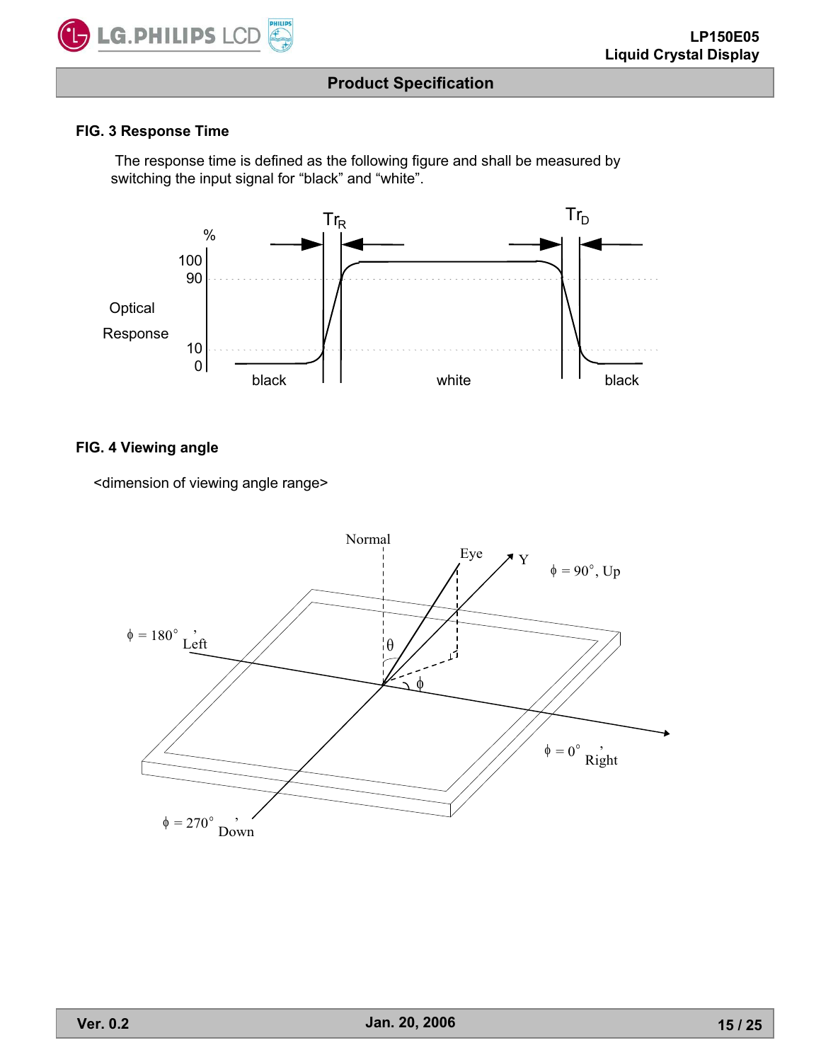### FIG. 3 Response Time

The response time is defined as the following figure and shall be measured by switching the input signal for “black” and “white”.

### FIG. 4 Viewing angle

<dimension of viewing angle range>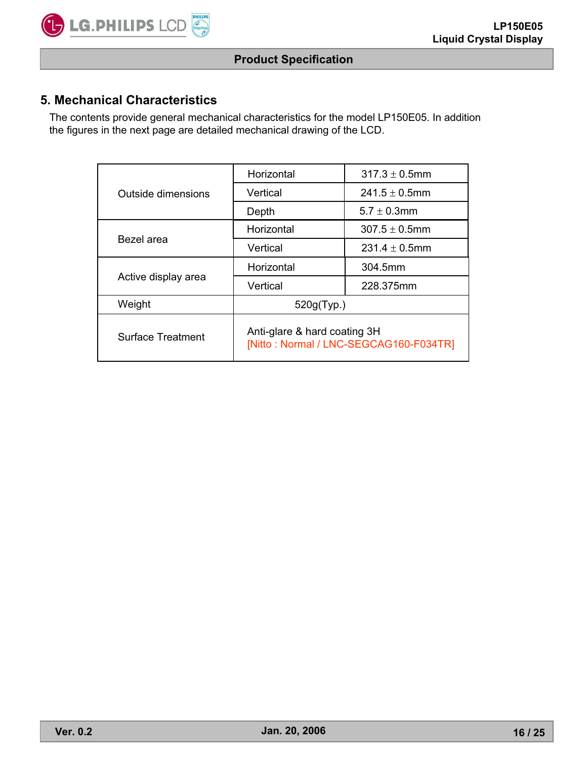## 5. Mechanical Characteristics

The contents provide general mechanical characteristics for the model LP150E05. In addition the figures in the next page are detailed mechanical drawing of the LCD.

| | | |
|---|---|---|
| Outside dimensions | Horizontal | 317.3 ± 0.5mm |
| | Vertical | 241.5 ± 0.5mm |
| | Depth | 5.7 ± 0.3mm |
| Bezel area | Horizontal | 307.5 ± 0.5mm |
| | Vertical | 231.4 ± 0.5mm |
| Active display area | Horizontal | 304.5mm |
| | Vertical | 228.375mm |
| Weight | 520g(Typ.) | |
| Surface Treatment | Anti-glare & hard coating 3H<br>[Nitto : Normal / LNC-SEGCAG160-F034TR] | |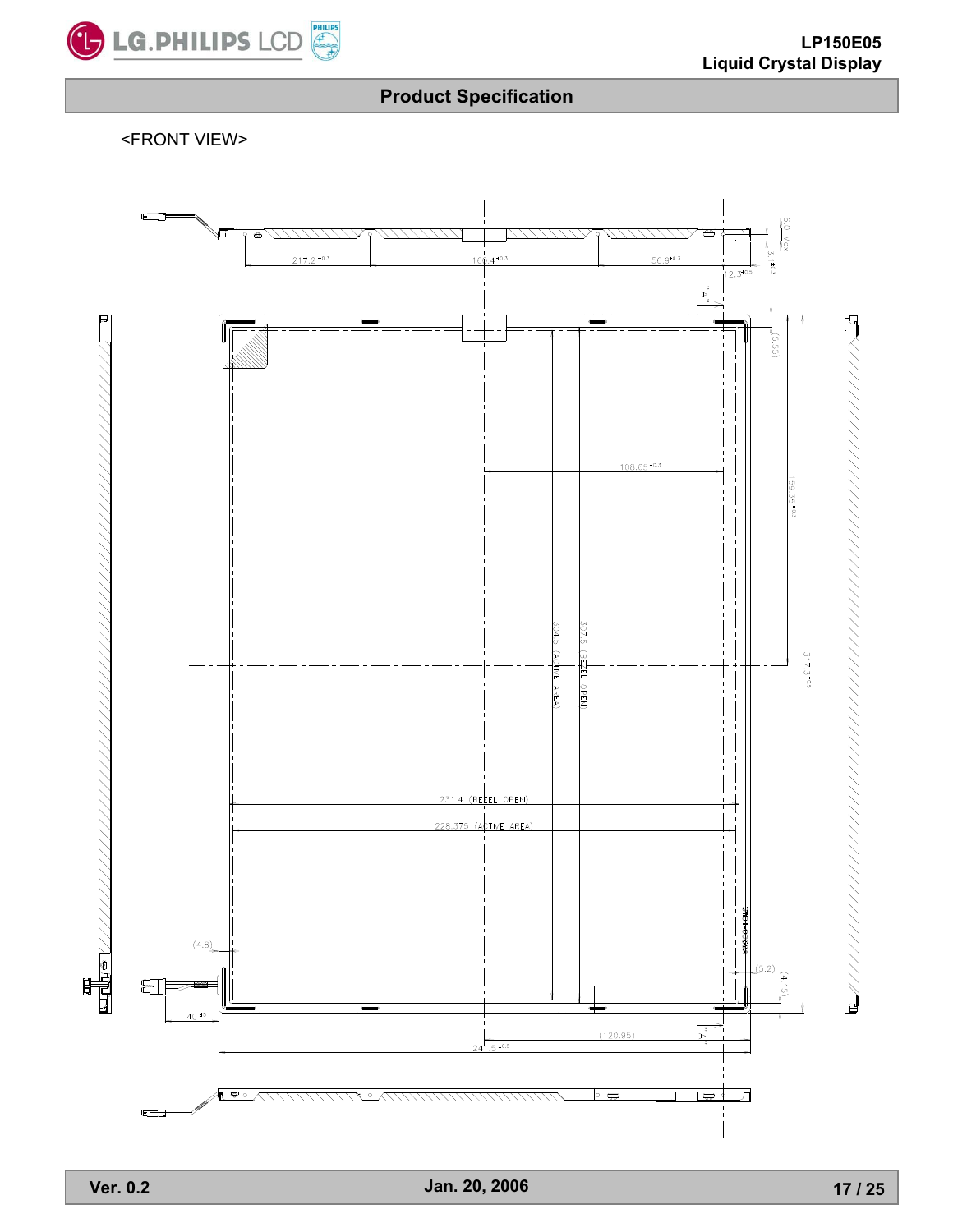# Product Specification

<FRONT VIEW>

217.2 ±0.3

160.4 ±0.3

56.9 ±0.3

6.0 Max

3.1 ±0.3

12.3 ±0.5

(5.55)

108.65 ±0.3

159.35 ±0.3

304.5 (ACTIVE AREA)

307.5 (BEZEL OPEN)

317.3 ±0.5

231.4 (BEZEL OPEN)

228.375 (ACTIVE AREA)

(4.8)

(5.2)

(4.15)

40 ±5

(120.95)

241.5 ±0.5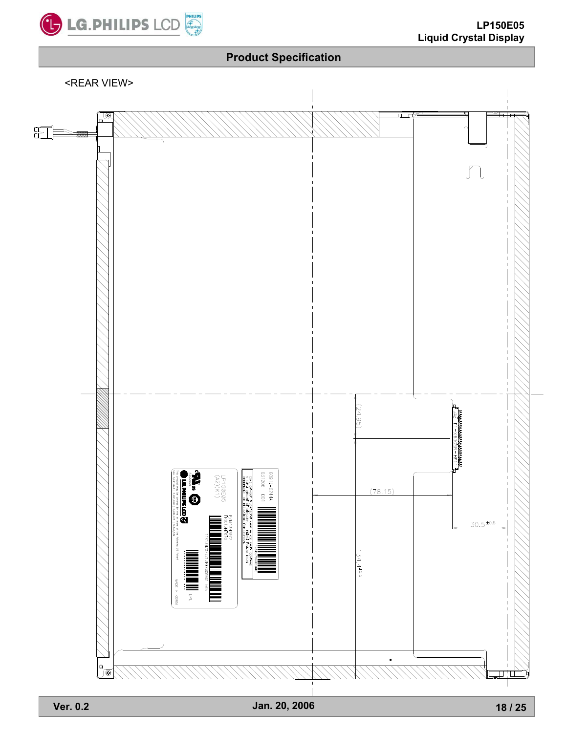<REAR VIEW>

(24.95)

(78.15)

$30.5^{\pm 0.5}$

$134.4^{\pm 0.5}$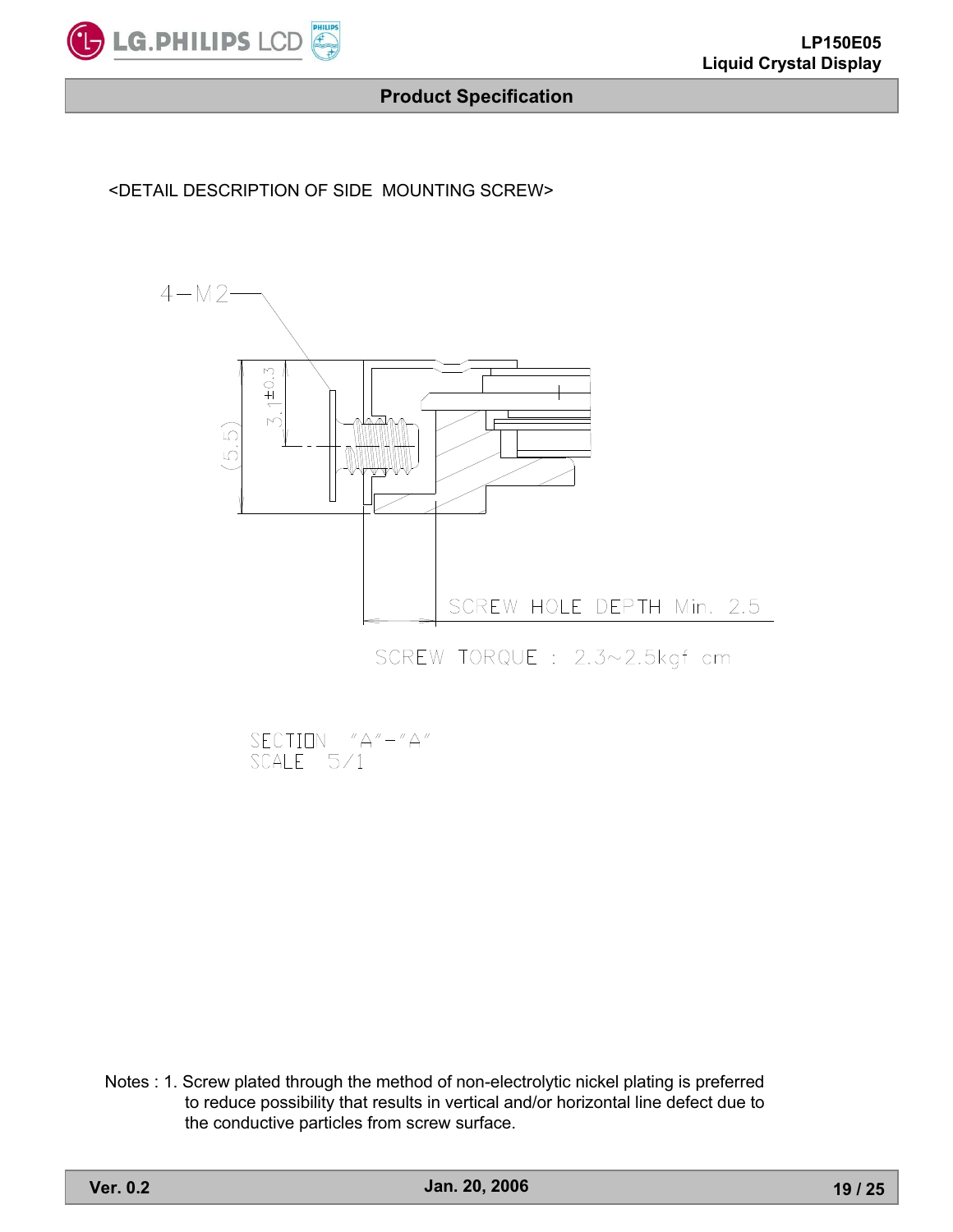<DETAIL DESCRIPTION OF SIDE MOUNTING SCREW>

4−M2

3.1±0.3

(5.5)

SCREW HOLE DEPTH Min. 2.5

SCREW TORQUE : 2.3~2.5kgf cm

SECTION "A"−"A"
SCALE 5/1

Notes : 1. Screw plated through the method of non-electrolytic nickel plating is preferred to reduce possibility that results in vertical and/or horizontal line defect due to the conductive particles from screw surface.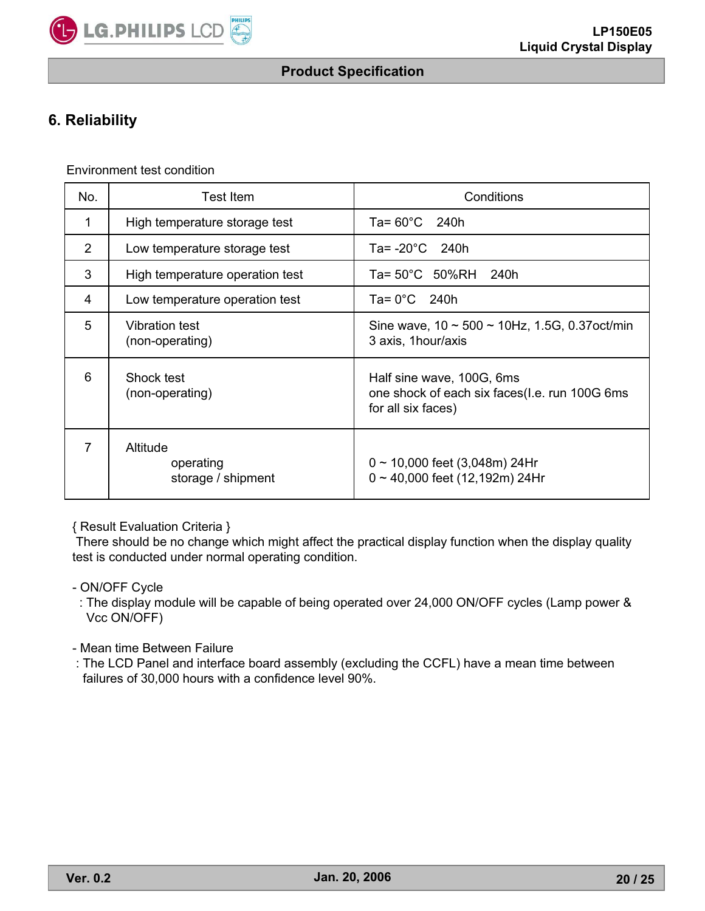## 6. Reliability

Environment test condition

| No. | Test Item | Conditions |
|---|---|---|
| 1 | High temperature storage test | Ta= 60°C 240h |
| 2 | Low temperature storage test | Ta= -20°C 240h |
| 3 | High temperature operation test | Ta= 50°C 50%RH 240h |
| 4 | Low temperature operation test | Ta= 0°C 240h |
| 5 | Vibration test (non-operating) | Sine wave, 10 ~ 500 ~ 10Hz, 1.5G, 0.37oct/min 3 axis, 1hour/axis |
| 6 | Shock test (non-operating) | Half sine wave, 100G, 6ms one shock of each six faces(I.e. run 100G 6ms for all six faces) |
| 7 | Altitude operating storage / shipment | 0 ~ 10,000 feet (3,048m) 24Hr 0 ~ 40,000 feet (12,192m) 24Hr |

{ Result Evaluation Criteria }
There should be no change which might affect the practical display function when the display quality test is conducted under normal operating condition.

- ON/OFF Cycle
  : The display module will be capable of being operated over 24,000 ON/OFF cycles (Lamp power & Vcc ON/OFF)

- Mean time Between Failure
  : The LCD Panel and interface board assembly (excluding the CCFL) have a mean time between failures of 30,000 hours with a confidence level 90%.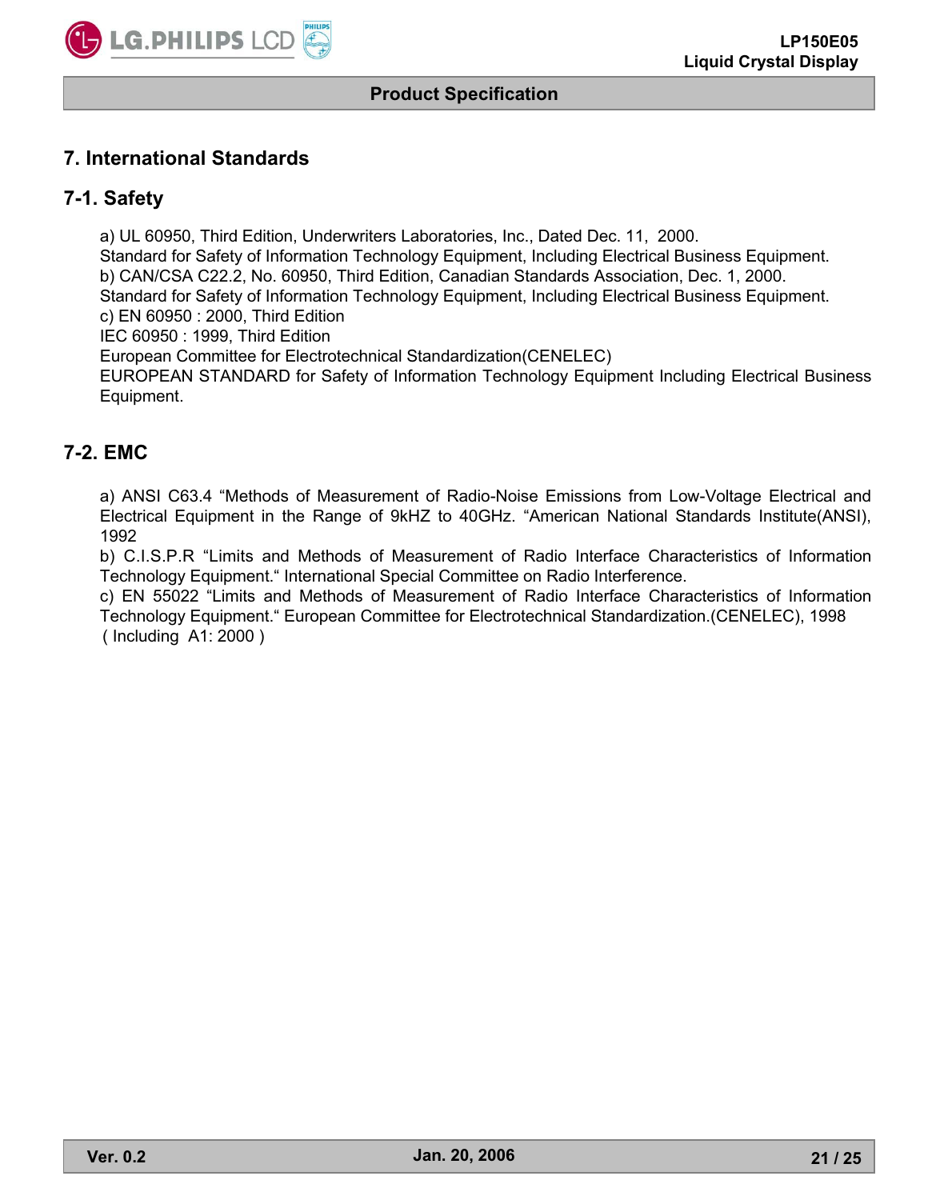# 7. International Standards

## 7-1. Safety

a) UL 60950, Third Edition, Underwriters Laboratories, Inc., Dated Dec. 11, 2000.
Standard for Safety of Information Technology Equipment, Including Electrical Business Equipment.
b) CAN/CSA C22.2, No. 60950, Third Edition, Canadian Standards Association, Dec. 1, 2000.
Standard for Safety of Information Technology Equipment, Including Electrical Business Equipment.
c) EN 60950 : 2000, Third Edition
IEC 60950 : 1999, Third Edition
European Committee for Electrotechnical Standardization(CENELEC)
EUROPEAN STANDARD for Safety of Information Technology Equipment Including Electrical Business Equipment.

## 7-2. EMC

a) ANSI C63.4 "Methods of Measurement of Radio-Noise Emissions from Low-Voltage Electrical and Electrical Equipment in the Range of 9kHZ to 40GHz. "American National Standards Institute(ANSI), 1992
b) C.I.S.P.R "Limits and Methods of Measurement of Radio Interface Characteristics of Information Technology Equipment." International Special Committee on Radio Interference.
c) EN 55022 "Limits and Methods of Measurement of Radio Interface Characteristics of Information Technology Equipment." European Committee for Electrotechnical Standardization.(CENELEC), 1998 ( Including A1: 2000 )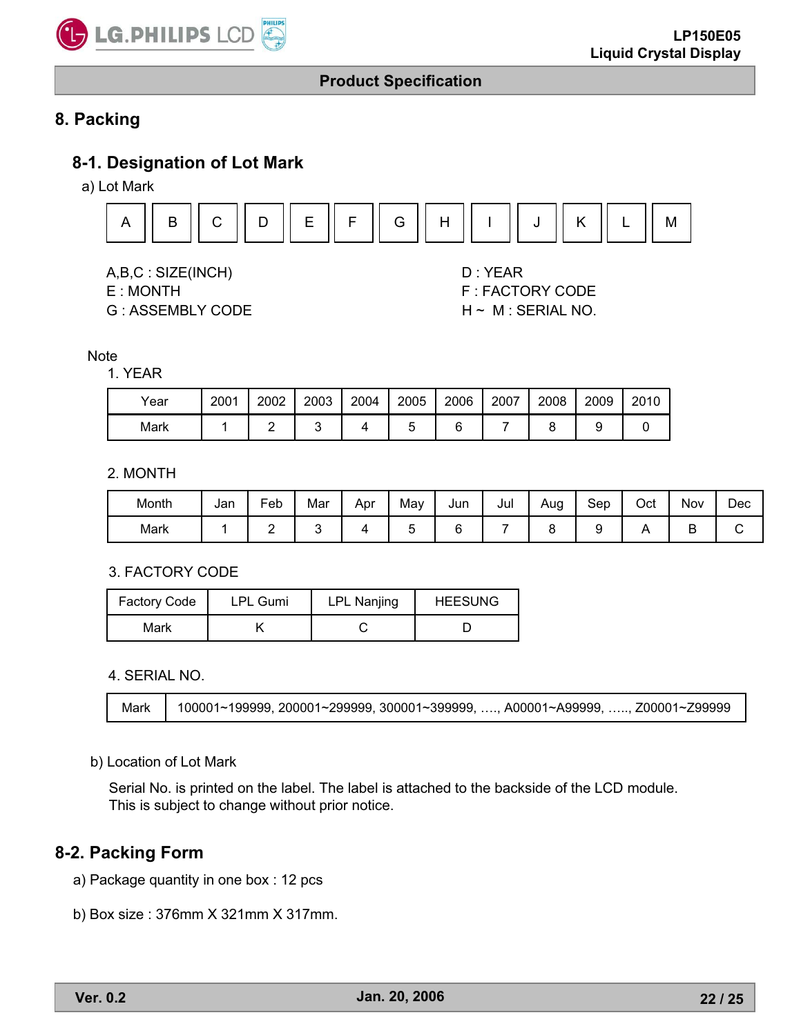# 8. Packing

## 8-1. Designation of Lot Mark

a) Lot Mark

| A | B | C | D | E | F | G | H | I | J | K | L | M |
|---|---|---|---|---|---|---|---|---|---|---|---|---|

A,B,C : SIZE(INCH)
E : MONTH
G : ASSEMBLY CODE

D : YEAR
F : FACTORY CODE
H ~ M : SERIAL NO.

Note

1. YEAR

| Year | 2001 | 2002 | 2003 | 2004 | 2005 | 2006 | 2007 | 2008 | 2009 | 2010 |
|---|---|---|---|---|---|---|---|---|---|---|
| Mark | 1 | 2 | 3 | 4 | 5 | 6 | 7 | 8 | 9 | 0 |

2. MONTH

| Month | Jan | Feb | Mar | Apr | May | Jun | Jul | Aug | Sep | Oct | Nov | Dec |
|---|---|---|---|---|---|---|---|---|---|---|---|---|
| Mark | 1 | 2 | 3 | 4 | 5 | 6 | 7 | 8 | 9 | A | B | C |

3. FACTORY CODE

| Factory Code | LPL Gumi | LPL Nanjing | HEESUNG |
|---|---|---|---|
| Mark | K | C | D |

4. SERIAL NO.

| Mark | 100001~199999, 200001~299999, 300001~399999, …., A00001~A99999, ….., Z00001~Z99999 |
|---|---|

b) Location of Lot Mark

Serial No. is printed on the label. The label is attached to the backside of the LCD module.
This is subject to change without prior notice.

## 8-2. Packing Form

a) Package quantity in one box : 12 pcs

b) Box size : 376mm X 321mm X 317mm.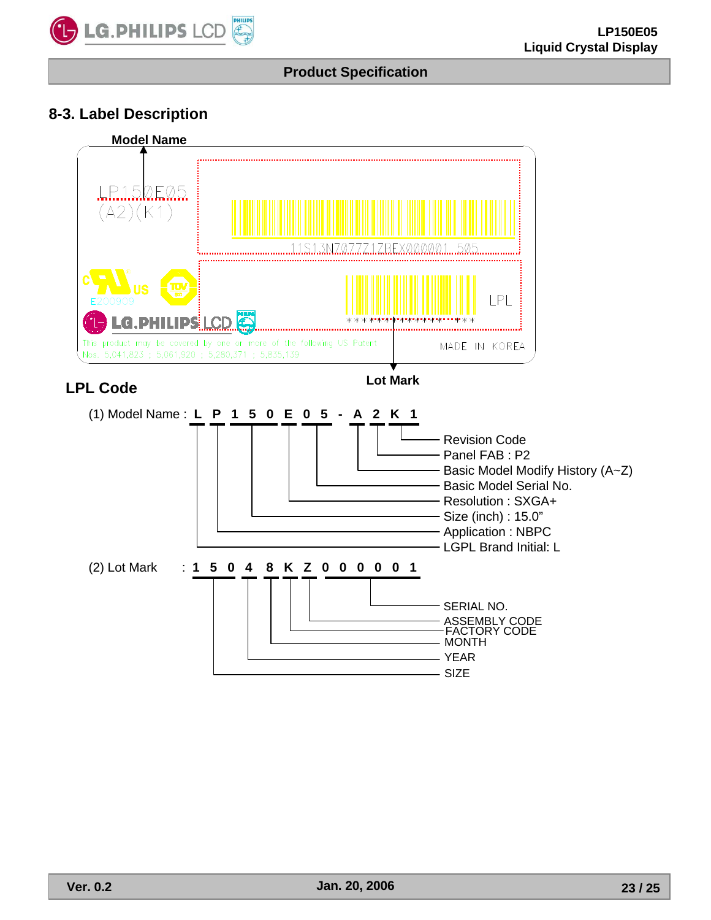## 8-3. Label Description

Model Name

LP150E05
(A2)(K1)

11S13N7077Z1ZBEX000001 505

c US E200909

LPL

MADE IN KOREA

This product may be covered by one or more of the following US Patent Nos: 5,041,823 ; 5,061,920 ; 5,280,371 ; 5,835,139

Lot Mark

### LPL Code

(1) Model Name : L P 1 5 0 E 0 5 - A 2 K 1

- 1 : Revision Code
- K : Panel FAB : P2
- A : Basic Model Modify History (A~Z)
- 05 : Basic Model Serial No.
- E : Resolution : SXGA+
- 150 : Size (inch) : 15.0"
- P : Application : NBPC
- L : LGPL Brand Initial: L

(2) Lot Mark : 1 5 0 4 8 K Z 0 0 0 0 0 1

- 00001 : SERIAL NO.
- Z : ASSEMBLY CODE
- K : FACTORY CODE
- 8 : MONTH
- 4 : YEAR
- 150 : SIZE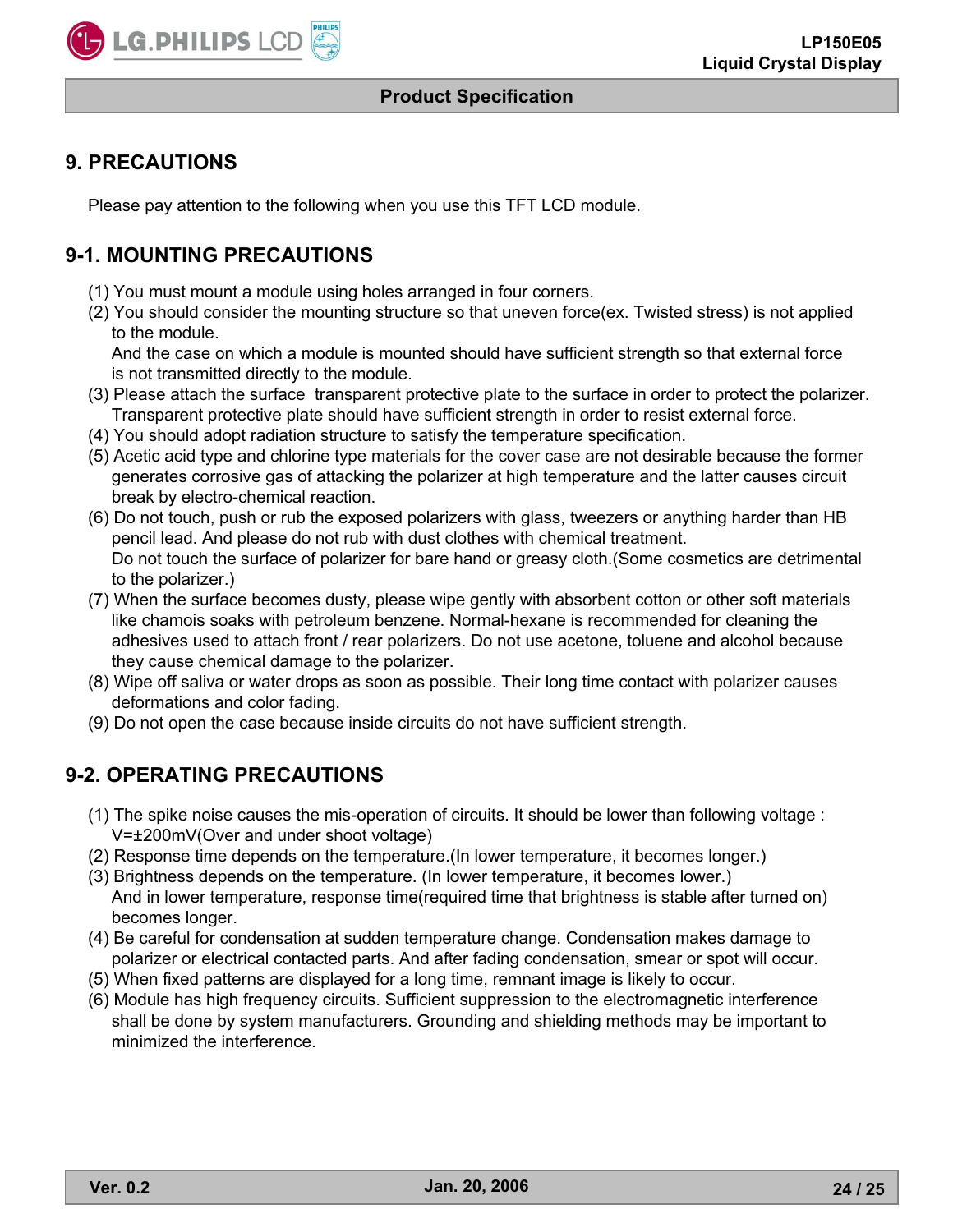# 9. PRECAUTIONS

Please pay attention to the following when you use this TFT LCD module.

## 9-1. MOUNTING PRECAUTIONS

(1) You must mount a module using holes arranged in four corners.
(2) You should consider the mounting structure so that uneven force(ex. Twisted stress) is not applied to the module.
And the case on which a module is mounted should have sufficient strength so that external force is not transmitted directly to the module.
(3) Please attach the surface transparent protective plate to the surface in order to protect the polarizer. Transparent protective plate should have sufficient strength in order to resist external force.
(4) You should adopt radiation structure to satisfy the temperature specification.
(5) Acetic acid type and chlorine type materials for the cover case are not desirable because the former generates corrosive gas of attacking the polarizer at high temperature and the latter causes circuit break by electro-chemical reaction.
(6) Do not touch, push or rub the exposed polarizers with glass, tweezers or anything harder than HB pencil lead. And please do not rub with dust clothes with chemical treatment.
Do not touch the surface of polarizer for bare hand or greasy cloth.(Some cosmetics are detrimental to the polarizer.)
(7) When the surface becomes dusty, please wipe gently with absorbent cotton or other soft materials like chamois soaks with petroleum benzene. Normal-hexane is recommended for cleaning the adhesives used to attach front / rear polarizers. Do not use acetone, toluene and alcohol because they cause chemical damage to the polarizer.
(8) Wipe off saliva or water drops as soon as possible. Their long time contact with polarizer causes deformations and color fading.
(9) Do not open the case because inside circuits do not have sufficient strength.

## 9-2. OPERATING PRECAUTIONS

(1) The spike noise causes the mis-operation of circuits. It should be lower than following voltage : V=±200mV(Over and under shoot voltage)
(2) Response time depends on the temperature.(In lower temperature, it becomes longer.)
(3) Brightness depends on the temperature. (In lower temperature, it becomes lower.)
And in lower temperature, response time(required time that brightness is stable after turned on) becomes longer.
(4) Be careful for condensation at sudden temperature change. Condensation makes damage to polarizer or electrical contacted parts. And after fading condensation, smear or spot will occur.
(5) When fixed patterns are displayed for a long time, remnant image is likely to occur.
(6) Module has high frequency circuits. Sufficient suppression to the electromagnetic interference shall be done by system manufacturers. Grounding and shielding methods may be important to minimized the interference.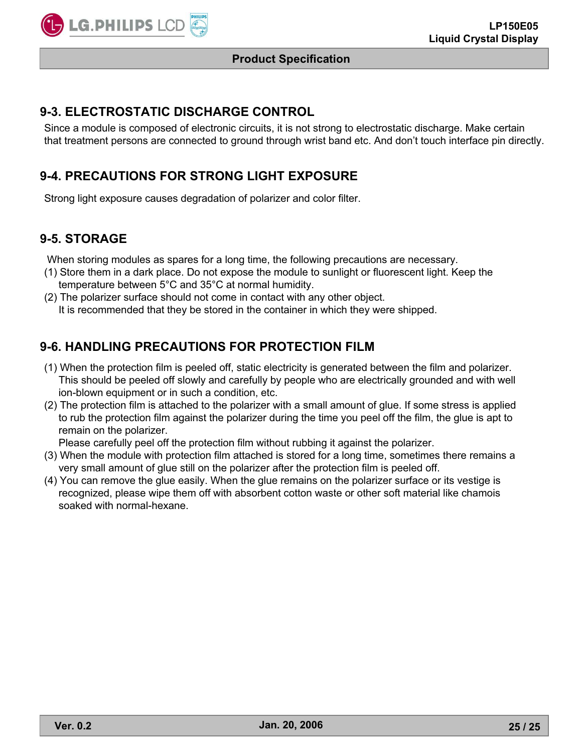## 9-3. ELECTROSTATIC DISCHARGE CONTROL

Since a module is composed of electronic circuits, it is not strong to electrostatic discharge. Make certain that treatment persons are connected to ground through wrist band etc. And don't touch interface pin directly.

## 9-4. PRECAUTIONS FOR STRONG LIGHT EXPOSURE

Strong light exposure causes degradation of polarizer and color filter.

## 9-5. STORAGE

When storing modules as spares for a long time, the following precautions are necessary.

(1) Store them in a dark place. Do not expose the module to sunlight or fluorescent light. Keep the temperature between 5°C and 35°C at normal humidity.

(2) The polarizer surface should not come in contact with any other object.
It is recommended that they be stored in the container in which they were shipped.

## 9-6. HANDLING PRECAUTIONS FOR PROTECTION FILM

(1) When the protection film is peeled off, static electricity is generated between the film and polarizer. This should be peeled off slowly and carefully by people who are electrically grounded and with well ion-blown equipment or in such a condition, etc.

(2) The protection film is attached to the polarizer with a small amount of glue. If some stress is applied to rub the protection film against the polarizer during the time you peel off the film, the glue is apt to remain on the polarizer.
Please carefully peel off the protection film without rubbing it against the polarizer.

(3) When the module with protection film attached is stored for a long time, sometimes there remains a very small amount of glue still on the polarizer after the protection film is peeled off.

(4) You can remove the glue easily. When the glue remains on the polarizer surface or its vestige is recognized, please wipe them off with absorbent cotton waste or other soft material like chamois soaked with normal-hexane.